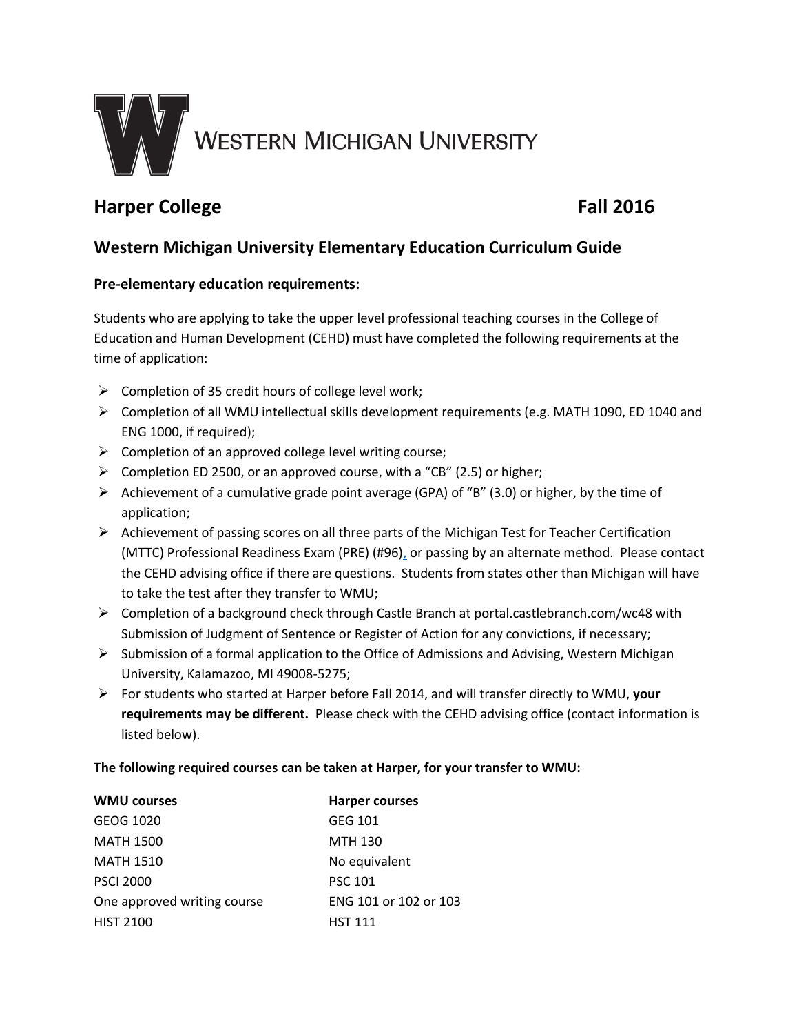# Western Michigan University

## Harper College — Fall 2016

## Western Michigan University Elementary Education Curriculum Guide

### Pre-elementary education requirements:

Students who are applying to take the upper level professional teaching courses in the College of Education and Human Development (CEHD) must have completed the following requirements at the time of application:

- Completion of 35 credit hours of college level work;
- Completion of all WMU intellectual skills development requirements (e.g. MATH 1090, ED 1040 and ENG 1000, if required);
- Completion of an approved college level writing course;
- Completion ED 2500, or an approved course, with a "CB" (2.5) or higher;
- Achievement of a cumulative grade point average (GPA) of "B" (3.0) or higher, by the time of application;
- Achievement of passing scores on all three parts of the Michigan Test for Teacher Certification (MTTC) Professional Readiness Exam (PRE) (#96), or passing by an alternate method. Please contact the CEHD advising office if there are questions. Students from states other than Michigan will have to take the test after they transfer to WMU;
- Completion of a background check through Castle Branch at portal.castlebranch.com/wc48 with Submission of Judgment of Sentence or Register of Action for any convictions, if necessary;
- Submission of a formal application to the Office of Admissions and Advising, Western Michigan University, Kalamazoo, MI 49008-5275;
- For students who started at Harper before Fall 2014, and will transfer directly to WMU, **your requirements may be different.** Please check with the CEHD advising office (contact information is listed below).

**The following required courses can be taken at Harper, for your transfer to WMU:**

| WMU courses | Harper courses |
|---|---|
| GEOG 1020 | GEG 101 |
| MATH 1500 | MTH 130 |
| MATH 1510 | No equivalent |
| PSCI 2000 | PSC 101 |
| One approved writing course | ENG 101 or 102 or 103 |
| HIST 2100 | HST 111 |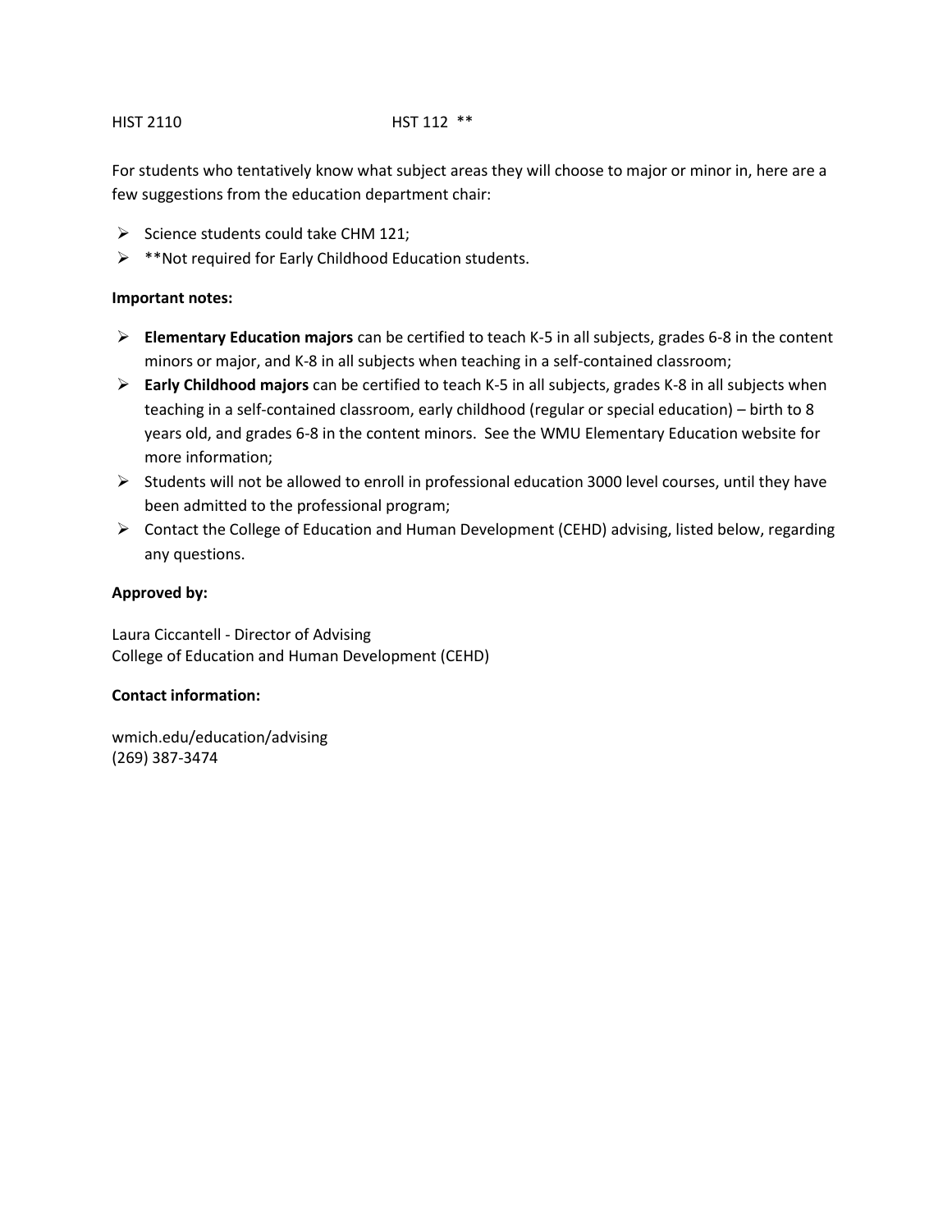| | |
|---|---|
| HIST 2110 | HST 112 ** |

For students who tentatively know what subject areas they will choose to major or minor in, here are a few suggestions from the education department chair:

- Science students could take CHM 121;
- **Not required for Early Childhood Education students.

**Important notes:**

- **Elementary Education majors** can be certified to teach K-5 in all subjects, grades 6-8 in the content minors or major, and K-8 in all subjects when teaching in a self-contained classroom;
- **Early Childhood majors** can be certified to teach K-5 in all subjects, grades K-8 in all subjects when teaching in a self-contained classroom, early childhood (regular or special education) – birth to 8 years old, and grades 6-8 in the content minors. See the WMU Elementary Education website for more information;
- Students will not be allowed to enroll in professional education 3000 level courses, until they have been admitted to the professional program;
- Contact the College of Education and Human Development (CEHD) advising, listed below, regarding any questions.

**Approved by:**

Laura Ciccantell - Director of Advising
College of Education and Human Development (CEHD)

**Contact information:**

wmich.edu/education/advising
(269) 387-3474